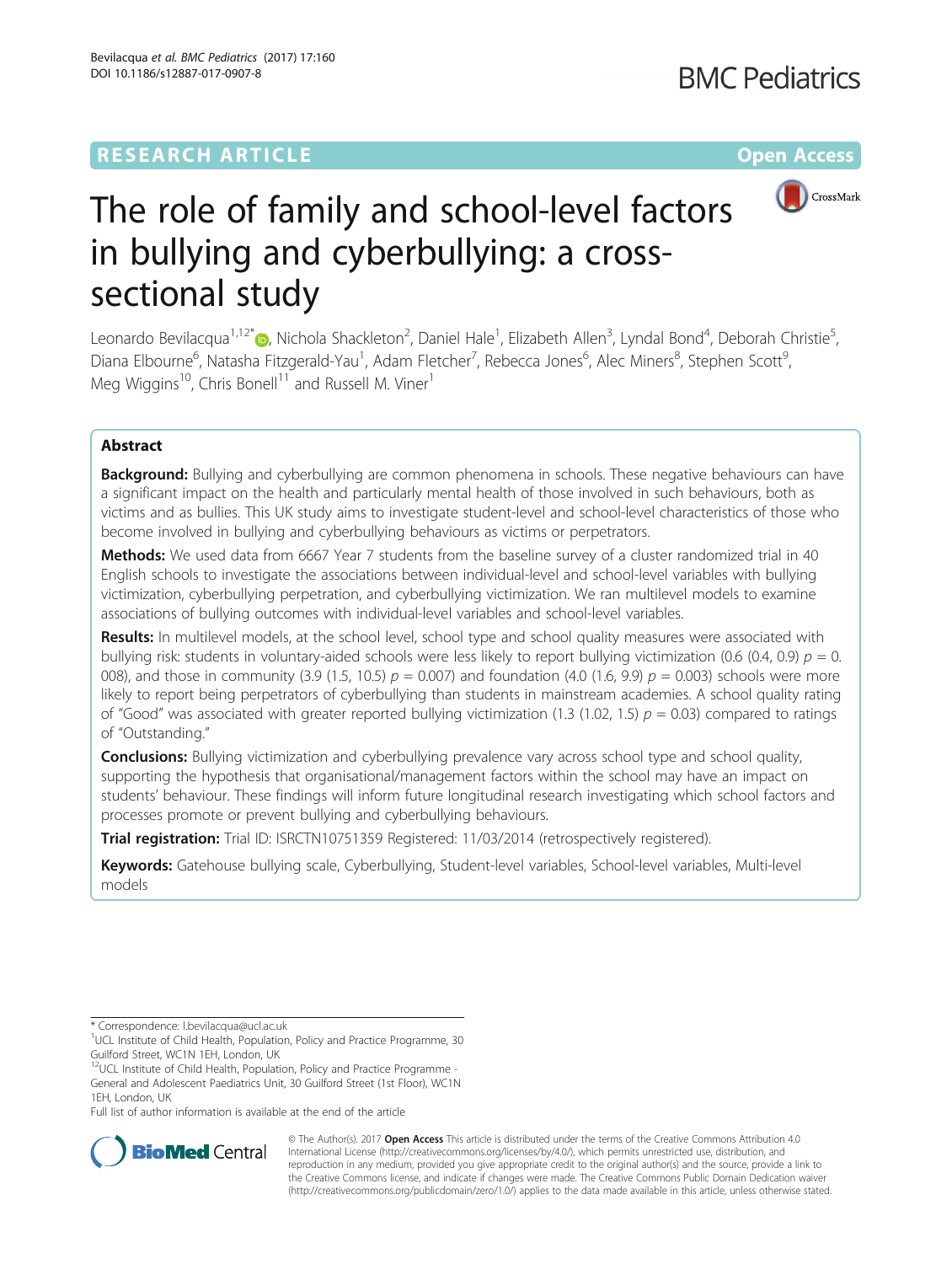RESEARCH ARTICLE

Open Access

# The role of family and school-level factors in bullying and cyberbullying: a cross-sectional study

Leonardo Bevilacqua[1,12*], Nichola Shackleton[2], Daniel Hale[1], Elizabeth Allen[3], Lyndal Bond[4], Deborah Christie[5], Diana Elbourne[6], Natasha Fitzgerald-Yau[1], Adam Fletcher[7], Rebecca Jones[6], Alec Miners[8], Stephen Scott[9], Meg Wiggins[10], Chris Bonell[11] and Russell M. Viner[1]

## Abstract

**Background:** Bullying and cyberbullying are common phenomena in schools. These negative behaviours can have a significant impact on the health and particularly mental health of those involved in such behaviours, both as victims and as bullies. This UK study aims to investigate student-level and school-level characteristics of those who become involved in bullying and cyberbullying behaviours as victims or perpetrators.

**Methods:** We used data from 6667 Year 7 students from the baseline survey of a cluster randomized trial in 40 English schools to investigate the associations between individual-level and school-level variables with bullying victimization, cyberbullying perpetration, and cyberbullying victimization. We ran multilevel models to examine associations of bullying outcomes with individual-level variables and school-level variables.

**Results:** In multilevel models, at the school level, school type and school quality measures were associated with bullying risk: students in voluntary-aided schools were less likely to report bullying victimization (0.6 (0.4, 0.9) $p = 0.008$), and those in community (3.9 (1.5, 10.5) $p = 0.007$) and foundation (4.0 (1.6, 9.9) $p = 0.003$) schools were more likely to report being perpetrators of cyberbullying than students in mainstream academies. A school quality rating of "Good" was associated with greater reported bullying victimization (1.3 (1.02, 1.5) $p = 0.03$) compared to ratings of "Outstanding."

**Conclusions:** Bullying victimization and cyberbullying prevalence vary across school type and school quality, supporting the hypothesis that organisational/management factors within the school may have an impact on students' behaviour. These findings will inform future longitudinal research investigating which school factors and processes promote or prevent bullying and cyberbullying behaviours.

**Trial registration:** Trial ID: ISRCTN10751359 Registered: 11/03/2014 (retrospectively registered).

**Keywords:** Gatehouse bullying scale, Cyberbullying, Student-level variables, School-level variables, Multi-level models

* Correspondence: l.bevilacqua@ucl.ac.uk

[1]UCL Institute of Child Health, Population, Policy and Practice Programme, 30 Guilford Street, WC1N 1EH, London, UK

[12]UCL Institute of Child Health, Population, Policy and Practice Programme - General and Adolescent Paediatrics Unit, 30 Guilford Street (1st Floor), WC1N 1EH, London, UK

Full list of author information is available at the end of the article

© The Author(s). 2017 **Open Access** This article is distributed under the terms of the Creative Commons Attribution 4.0 International License (http://creativecommons.org/licenses/by/4.0/), which permits unrestricted use, distribution, and reproduction in any medium, provided you give appropriate credit to the original author(s) and the source, provide a link to the Creative Commons license, and indicate if changes were made. The Creative Commons Public Domain Dedication waiver (http://creativecommons.org/publicdomain/zero/1.0/) applies to the data made available in this article, unless otherwise stated.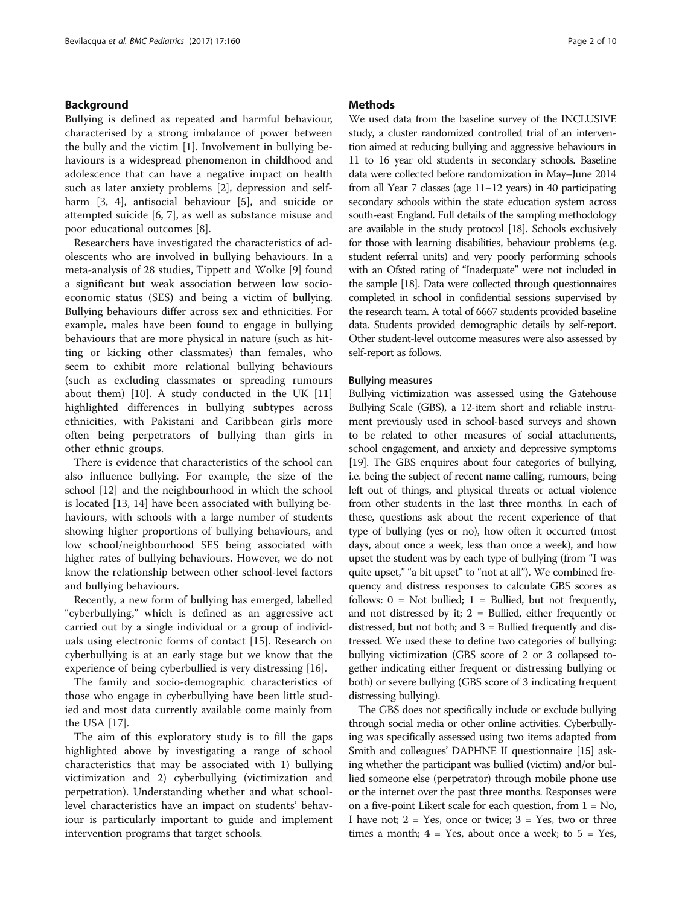## Background

Bullying is defined as repeated and harmful behaviour, characterised by a strong imbalance of power between the bully and the victim [1]. Involvement in bullying behaviours is a widespread phenomenon in childhood and adolescence that can have a negative impact on health such as later anxiety problems [2], depression and self-harm [3, 4], antisocial behaviour [5], and suicide or attempted suicide [6, 7], as well as substance misuse and poor educational outcomes [8].

Researchers have investigated the characteristics of adolescents who are involved in bullying behaviours. In a meta-analysis of 28 studies, Tippett and Wolke [9] found a significant but weak association between low socioeconomic status (SES) and being a victim of bullying. Bullying behaviours differ across sex and ethnicities. For example, males have been found to engage in bullying behaviours that are more physical in nature (such as hitting or kicking other classmates) than females, who seem to exhibit more relational bullying behaviours (such as excluding classmates or spreading rumours about them) [10]. A study conducted in the UK [11] highlighted differences in bullying subtypes across ethnicities, with Pakistani and Caribbean girls more often being perpetrators of bullying than girls in other ethnic groups.

There is evidence that characteristics of the school can also influence bullying. For example, the size of the school [12] and the neighbourhood in which the school is located [13, 14] have been associated with bullying behaviours, with schools with a large number of students showing higher proportions of bullying behaviours, and low school/neighbourhood SES being associated with higher rates of bullying behaviours. However, we do not know the relationship between other school-level factors and bullying behaviours.

Recently, a new form of bullying has emerged, labelled "cyberbullying," which is defined as an aggressive act carried out by a single individual or a group of individuals using electronic forms of contact [15]. Research on cyberbullying is at an early stage but we know that the experience of being cyberbullied is very distressing [16].

The family and socio-demographic characteristics of those who engage in cyberbullying have been little studied and most data currently available come mainly from the USA [17].

The aim of this exploratory study is to fill the gaps highlighted above by investigating a range of school characteristics that may be associated with 1) bullying victimization and 2) cyberbullying (victimization and perpetration). Understanding whether and what school-level characteristics have an impact on students' behaviour is particularly important to guide and implement intervention programs that target schools.

## Methods

We used data from the baseline survey of the INCLUSIVE study, a cluster randomized controlled trial of an intervention aimed at reducing bullying and aggressive behaviours in 11 to 16 year old students in secondary schools. Baseline data were collected before randomization in May–June 2014 from all Year 7 classes (age 11–12 years) in 40 participating secondary schools within the state education system across south-east England. Full details of the sampling methodology are available in the study protocol [18]. Schools exclusively for those with learning disabilities, behaviour problems (e.g. student referral units) and very poorly performing schools with an Ofsted rating of "Inadequate" were not included in the sample [18]. Data were collected through questionnaires completed in school in confidential sessions supervised by the research team. A total of 6667 students provided baseline data. Students provided demographic details by self-report. Other student-level outcome measures were also assessed by self-report as follows.

### Bullying measures

Bullying victimization was assessed using the Gatehouse Bullying Scale (GBS), a 12-item short and reliable instrument previously used in school-based surveys and shown to be related to other measures of social attachments, school engagement, and anxiety and depressive symptoms [19]. The GBS enquires about four categories of bullying, i.e. being the subject of recent name calling, rumours, being left out of things, and physical threats or actual violence from other students in the last three months. In each of these, questions ask about the recent experience of that type of bullying (yes or no), how often it occurred (most days, about once a week, less than once a week), and how upset the student was by each type of bullying (from "I was quite upset," "a bit upset" to "not at all"). We combined frequency and distress responses to calculate GBS scores as follows: 0 = Not bullied; 1 = Bullied, but not frequently, and not distressed by it; 2 = Bullied, either frequently or distressed, but not both; and 3 = Bullied frequently and distressed. We used these to define two categories of bullying: bullying victimization (GBS score of 2 or 3 collapsed together indicating either frequent or distressing bullying or both) or severe bullying (GBS score of 3 indicating frequent distressing bullying).

The GBS does not specifically include or exclude bullying through social media or other online activities. Cyberbullying was specifically assessed using two items adapted from Smith and colleagues' DAPHNE II questionnaire [15] asking whether the participant was bullied (victim) and/or bullied someone else (perpetrator) through mobile phone use or the internet over the past three months. Responses were on a five-point Likert scale for each question, from 1 = No, I have not; 2 = Yes, once or twice; 3 = Yes, two or three times a month; 4 = Yes, about once a week; to 5 = Yes,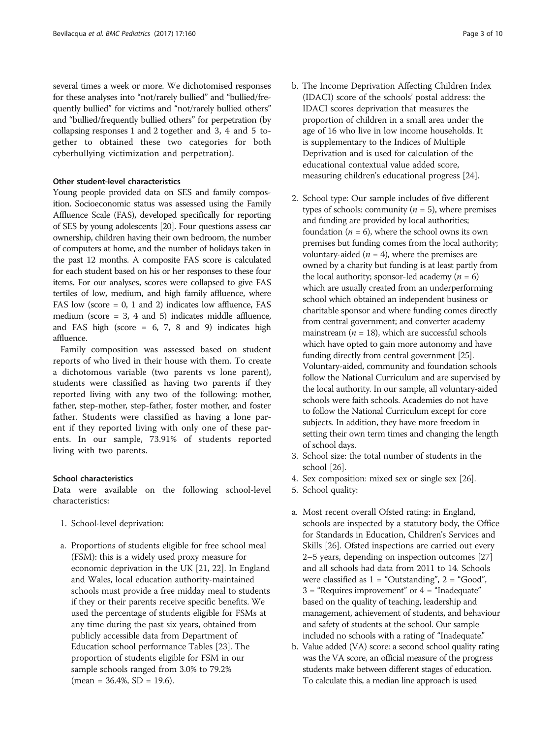several times a week or more. We dichotomised responses for these analyses into "not/rarely bullied" and "bullied/frequently bullied" for victims and "not/rarely bullied others" and "bullied/frequently bullied others" for perpetration (by collapsing responses 1 and 2 together and 3, 4 and 5 together to obtained these two categories for both cyberbullying victimization and perpetration).

#### Other student-level characteristics

Young people provided data on SES and family composition. Socioeconomic status was assessed using the Family Affluence Scale (FAS), developed specifically for reporting of SES by young adolescents [20]. Four questions assess car ownership, children having their own bedroom, the number of computers at home, and the number of holidays taken in the past 12 months. A composite FAS score is calculated for each student based on his or her responses to these four items. For our analyses, scores were collapsed to give FAS tertiles of low, medium, and high family affluence, where FAS low (score = 0, 1 and 2) indicates low affluence, FAS medium (score = 3, 4 and 5) indicates middle affluence, and FAS high (score = 6, 7, 8 and 9) indicates high affluence.

Family composition was assessed based on student reports of who lived in their house with them. To create a dichotomous variable (two parents vs lone parent), students were classified as having two parents if they reported living with any two of the following: mother, father, step-mother, step-father, foster mother, and foster father. Students were classified as having a lone parent if they reported living with only one of these parents. In our sample, 73.91% of students reported living with two parents.

#### School characteristics

Data were available on the following school-level characteristics:

1. School-level deprivation:

a. Proportions of students eligible for free school meal (FSM): this is a widely used proxy measure for economic deprivation in the UK [21, 22]. In England and Wales, local education authority-maintained schools must provide a free midday meal to students if they or their parents receive specific benefits. We used the percentage of students eligible for FSMs at any time during the past six years, obtained from publicly accessible data from Department of Education school performance Tables [23]. The proportion of students eligible for FSM in our sample schools ranged from 3.0% to 79.2% (mean = 36.4%, SD = 19.6).

b. The Income Deprivation Affecting Children Index (IDACI) score of the schools' postal address: the IDACI scores deprivation that measures the proportion of children in a small area under the age of 16 who live in low income households. It is supplementary to the Indices of Multiple Deprivation and is used for calculation of the educational contextual value added score, measuring children's educational progress [24].

2. School type: Our sample includes of five different types of schools: community (*n* = 5), where premises and funding are provided by local authorities; foundation (*n* = 6), where the school owns its own premises but funding comes from the local authority; voluntary-aided (*n* = 4), where the premises are owned by a charity but funding is at least partly from the local authority; sponsor-led academy (*n* = 6) which are usually created from an underperforming school which obtained an independent business or charitable sponsor and where funding comes directly from central government; and converter academy mainstream (*n* = 18), which are successful schools which have opted to gain more autonomy and have funding directly from central government [25]. Voluntary-aided, community and foundation schools follow the National Curriculum and are supervised by the local authority. In our sample, all voluntary-aided schools were faith schools. Academies do not have to follow the National Curriculum except for core subjects. In addition, they have more freedom in setting their own term times and changing the length of school days.
3. School size: the total number of students in the school [26].
4. Sex composition: mixed sex or single sex [26].
5. School quality:

a. Most recent overall Ofsted rating: in England, schools are inspected by a statutory body, the Office for Standards in Education, Children's Services and Skills [26]. Ofsted inspections are carried out every 2–5 years, depending on inspection outcomes [27] and all schools had data from 2011 to 14. Schools were classified as 1 = "Outstanding", 2 = "Good", 3 = "Requires improvement" or 4 = "Inadequate" based on the quality of teaching, leadership and management, achievement of students, and behaviour and safety of students at the school. Our sample included no schools with a rating of "Inadequate."

b. Value added (VA) score: a second school quality rating was the VA score, an official measure of the progress students make between different stages of education. To calculate this, a median line approach is used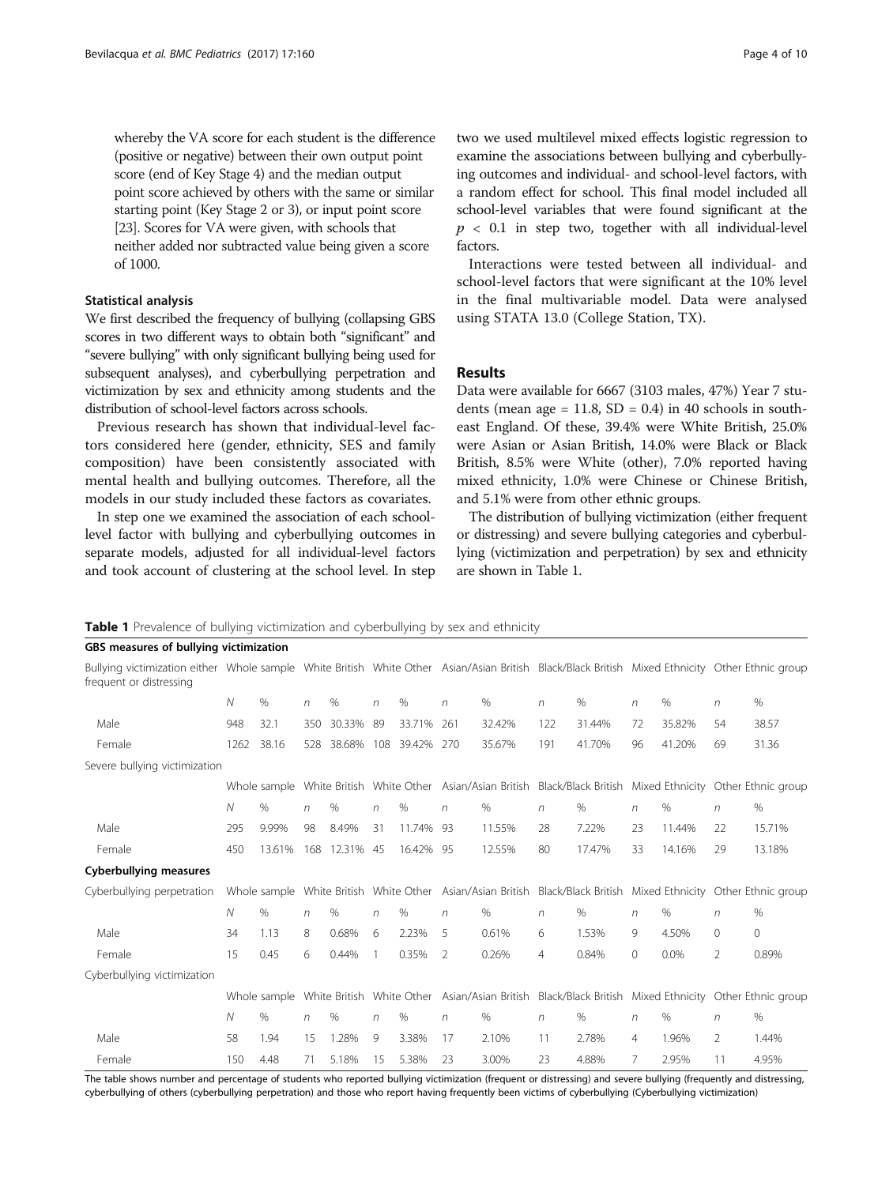whereby the VA score for each student is the difference (positive or negative) between their own output point score (end of Key Stage 4) and the median output point score achieved by others with the same or similar starting point (Key Stage 2 or 3), or input point score [23]. Scores for VA were given, with schools that neither added nor subtracted value being given a score of 1000.

### Statistical analysis

We first described the frequency of bullying (collapsing GBS scores in two different ways to obtain both "significant" and "severe bullying" with only significant bullying being used for subsequent analyses), and cyberbullying perpetration and victimization by sex and ethnicity among students and the distribution of school-level factors across schools.

Previous research has shown that individual-level factors considered here (gender, ethnicity, SES and family composition) have been consistently associated with mental health and bullying outcomes. Therefore, all the models in our study included these factors as covariates.

In step one we examined the association of each school-level factor with bullying and cyberbullying outcomes in separate models, adjusted for all individual-level factors and took account of clustering at the school level. In step two we used multilevel mixed effects logistic regression to examine the associations between bullying and cyberbullying outcomes and individual- and school-level factors, with a random effect for school. This final model included all school-level variables that were found significant at the $p < 0.1$ in step two, together with all individual-level factors.

Interactions were tested between all individual- and school-level factors that were significant at the 10% level in the final multivariable model. Data were analysed using STATA 13.0 (College Station, TX).

## Results

Data were available for 6667 (3103 males, 47%) Year 7 students (mean age = 11.8, SD = 0.4) in 40 schools in south-east England. Of these, 39.4% were White British, 25.0% were Asian or Asian British, 14.0% were Black or Black British, 8.5% were White (other), 7.0% reported having mixed ethnicity, 1.0% were Chinese or Chinese British, and 5.1% were from other ethnic groups.

The distribution of bullying victimization (either frequent or distressing) and severe bullying categories and cyberbullying (victimization and perpetration) by sex and ethnicity are shown in Table 1.

**Table 1** Prevalence of bullying victimization and cyberbullying by sex and ethnicity

| **GBS measures of bullying victimization** | | | | | | | | | | | | | | |
|---|---|---|---|---|---|---|---|---|---|---|---|---|---|---|
| Bullying victimization either frequent or distressing | Whole sample | | White British | | White Other | | Asian/Asian British | | Black/Black British | | Mixed Ethnicity | | Other Ethnic group | |
| | *N* | % | *n* | % | *n* | % | *n* | % | *n* | % | *n* | % | *n* | % |
| Male | 948 | 32.1 | 350 | 30.33% | 89 | 33.71% | 261 | 32.42% | 122 | 31.44% | 72 | 35.82% | 54 | 38.57 |
| Female | 1262 | 38.16 | 528 | 38.68% | 108 | 39.42% | 270 | 35.67% | 191 | 41.70% | 96 | 41.20% | 69 | 31.36 |
| Severe bullying victimization | | | | | | | | | | | | | | |
| | Whole sample | | White British | | White Other | | Asian/Asian British | | Black/Black British | | Mixed Ethnicity | | Other Ethnic group | |
| | *N* | % | *n* | % | *n* | % | *n* | % | *n* | % | *n* | % | *n* | % |
| Male | 295 | 9.99% | 98 | 8.49% | 31 | 11.74% | 93 | 11.55% | 28 | 7.22% | 23 | 11.44% | 22 | 15.71% |
| Female | 450 | 13.61% | 168 | 12.31% | 45 | 16.42% | 95 | 12.55% | 80 | 17.47% | 33 | 14.16% | 29 | 13.18% |
| **Cyberbullying measures** | | | | | | | | | | | | | | |
| Cyberbullying perpetration | Whole sample | | White British | | White Other | | Asian/Asian British | | Black/Black British | | Mixed Ethnicity | | Other Ethnic group | |
| | *N* | % | *n* | % | *n* | % | *n* | % | *n* | % | *n* | % | *n* | % |
| Male | 34 | 1.13 | 8 | 0.68% | 6 | 2.23% | 5 | 0.61% | 6 | 1.53% | 9 | 4.50% | 0 | 0 |
| Female | 15 | 0.45 | 6 | 0.44% | 1 | 0.35% | 2 | 0.26% | 4 | 0.84% | 0 | 0.0% | 2 | 0.89% |
| Cyberbullying victimization | | | | | | | | | | | | | | |
| | Whole sample | | White British | | White Other | | Asian/Asian British | | Black/Black British | | Mixed Ethnicity | | Other Ethnic group | |
| | *N* | % | *n* | % | *n* | % | *n* | % | *n* | % | *n* | % | *n* | % |
| Male | 58 | 1.94 | 15 | 1.28% | 9 | 3.38% | 17 | 2.10% | 11 | 2.78% | 4 | 1.96% | 2 | 1.44% |
| Female | 150 | 4.48 | 71 | 5.18% | 15 | 5.38% | 23 | 3.00% | 23 | 4.88% | 7 | 2.95% | 11 | 4.95% |

The table shows number and percentage of students who reported bullying victimization (frequent or distressing) and severe bullying (frequently and distressing, cyberbullying of others (cyberbullying perpetration) and those who report having frequently been victims of cyberbullying (Cyberbullying victimization)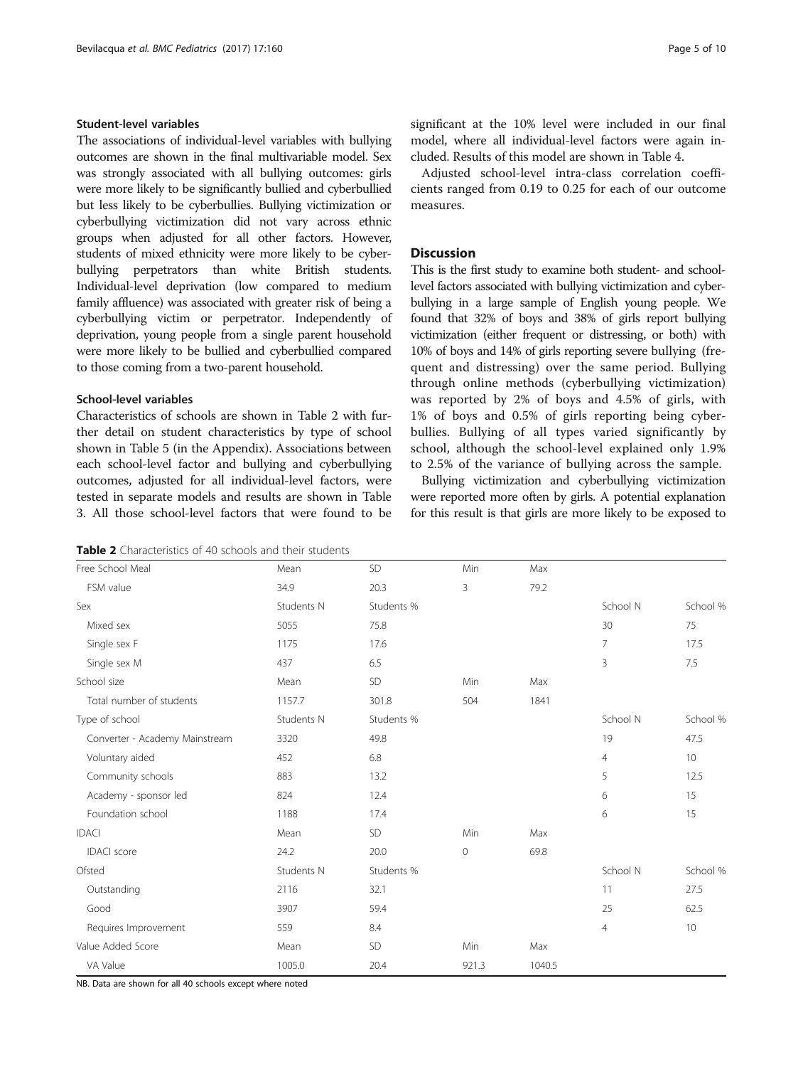### Student-level variables

The associations of individual-level variables with bullying outcomes are shown in the final multivariable model. Sex was strongly associated with all bullying outcomes: girls were more likely to be significantly bullied and cyberbullied but less likely to be cyberbullies. Bullying victimization or cyberbullying victimization did not vary across ethnic groups when adjusted for all other factors. However, students of mixed ethnicity were more likely to be cyberbullying perpetrators than white British students. Individual-level deprivation (low compared to medium family affluence) was associated with greater risk of being a cyberbullying victim or perpetrator. Independently of deprivation, young people from a single parent household were more likely to be bullied and cyberbullied compared to those coming from a two-parent household.

### School-level variables

Characteristics of schools are shown in Table 2 with further detail on student characteristics by type of school shown in Table 5 (in the Appendix). Associations between each school-level factor and bullying and cyberbullying outcomes, adjusted for all individual-level factors, were tested in separate models and results are shown in Table 3. All those school-level factors that were found to be significant at the 10% level were included in our final model, where all individual-level factors were again included. Results of this model are shown in Table 4.

Adjusted school-level intra-class correlation coefficients ranged from 0.19 to 0.25 for each of our outcome measures.

## Discussion

This is the first study to examine both student- and school-level factors associated with bullying victimization and cyberbullying in a large sample of English young people. We found that 32% of boys and 38% of girls report bullying victimization (either frequent or distressing, or both) with 10% of boys and 14% of girls reporting severe bullying (frequent and distressing) over the same period. Bullying through online methods (cyberbullying victimization) was reported by 2% of boys and 4.5% of girls, with 1% of boys and 0.5% of girls reporting being cyberbullies. Bullying of all types varied significantly by school, although the school-level explained only 1.9% to 2.5% of the variance of bullying across the sample.

Bullying victimization and cyberbullying victimization were reported more often by girls. A potential explanation for this result is that girls are more likely to be exposed to

**Table 2** Characteristics of 40 schools and their students

| Free School Meal | Mean | SD | Min | Max | | |
|---|---|---|---|---|---|---|
| FSM value | 34.9 | 20.3 | 3 | 79.2 | | |
| Sex | Students N | Students % | | | School N | School % |
| Mixed sex | 5055 | 75.8 | | | 30 | 75 |
| Single sex F | 1175 | 17.6 | | | 7 | 17.5 |
| Single sex M | 437 | 6.5 | | | 3 | 7.5 |
| School size | Mean | SD | Min | Max | | |
| Total number of students | 1157.7 | 301.8 | 504 | 1841 | | |
| Type of school | Students N | Students % | | | School N | School % |
| Converter - Academy Mainstream | 3320 | 49.8 | | | 19 | 47.5 |
| Voluntary aided | 452 | 6.8 | | | 4 | 10 |
| Community schools | 883 | 13.2 | | | 5 | 12.5 |
| Academy - sponsor led | 824 | 12.4 | | | 6 | 15 |
| Foundation school | 1188 | 17.4 | | | 6 | 15 |
| IDACI | Mean | SD | Min | Max | | |
| IDACI score | 24.2 | 20.0 | 0 | 69.8 | | |
| Ofsted | Students N | Students % | | | School N | School % |
| Outstanding | 2116 | 32.1 | | | 11 | 27.5 |
| Good | 3907 | 59.4 | | | 25 | 62.5 |
| Requires Improvement | 559 | 8.4 | | | 4 | 10 |
| Value Added Score | Mean | SD | Min | Max | | |
| VA Value | 1005.0 | 20.4 | 921.3 | 1040.5 | | |

NB. Data are shown for all 40 schools except where noted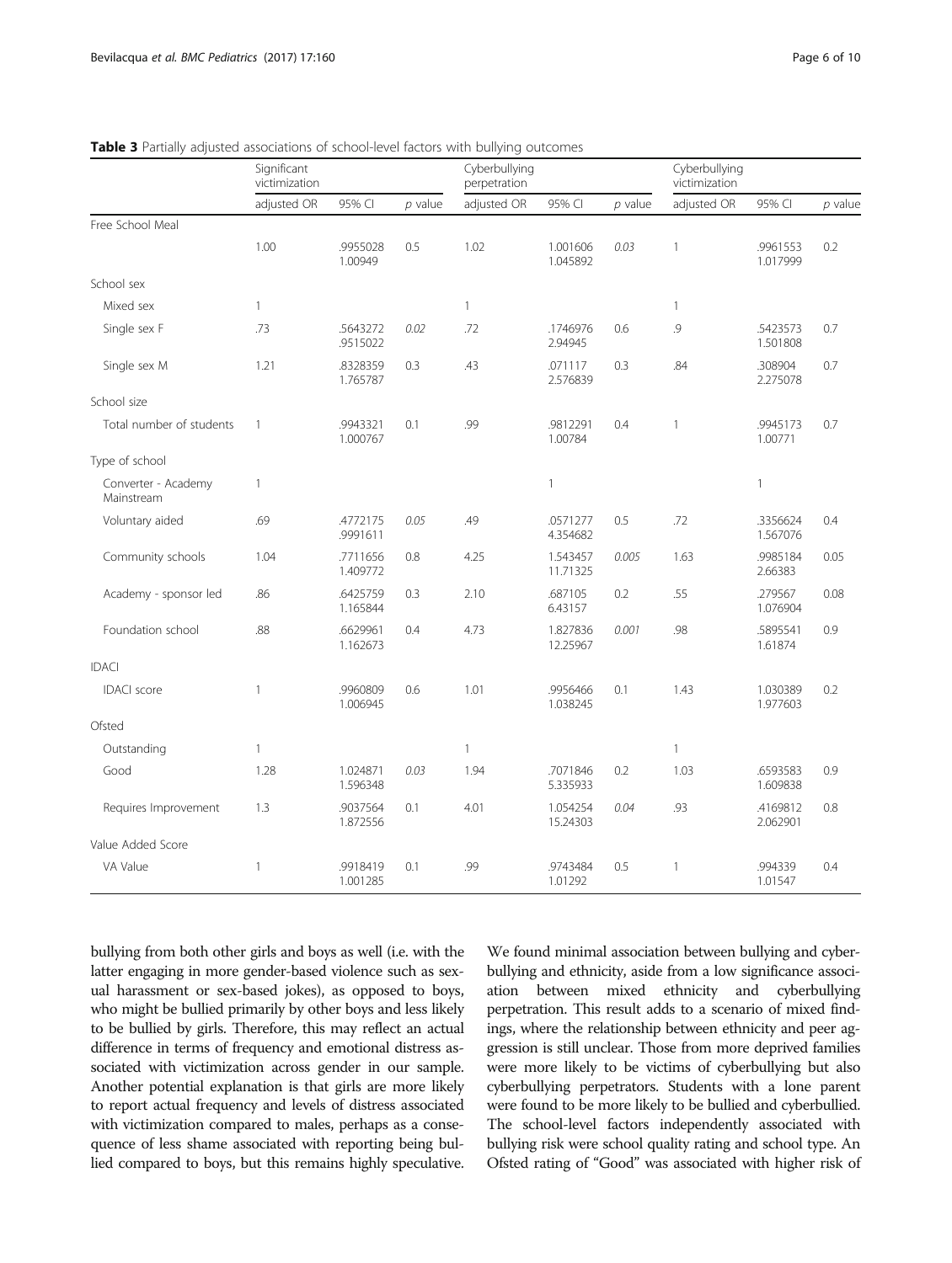**Table 3** Partially adjusted associations of school-level factors with bullying outcomes

| | Significant victimization | | | Cyberbullying perpetration | | | Cyberbullying victimization | | |
|---|---|---|---|---|---|---|---|---|---|
| | adjusted OR | 95% CI | *p* value | adjusted OR | 95% CI | *p* value | adjusted OR | 95% CI | *p* value |
| Free School Meal | | | | | | | | | |
| | 1.00 | .9955028 1.00949 | 0.5 | 1.02 | 1.001606 1.045892 | *0.03* | 1 | .9961553 1.017999 | 0.2 |
| School sex | | | | | | | | | |
| Mixed sex | 1 | | | 1 | | | 1 | | |
| Single sex F | .73 | .5643272 .9515022 | *0.02* | .72 | .1746976 2.94945 | 0.6 | .9 | .5423573 1.501808 | 0.7 |
| Single sex M | 1.21 | .8328359 1.765787 | 0.3 | .43 | .071117 2.576839 | 0.3 | .84 | .308904 2.275078 | 0.7 |
| School size | | | | | | | | | |
| Total number of students | 1 | .9943321 1.000767 | 0.1 | .99 | .9812291 1.00784 | 0.4 | 1 | .9945173 1.00771 | 0.7 |
| Type of school | | | | | | | | | |
| Converter - Academy Mainstream | 1 | | | | 1 | | | 1 | |
| Voluntary aided | .69 | .4772175 .9991611 | *0.05* | .49 | .0571277 4.354682 | 0.5 | .72 | .3356624 1.567076 | 0.4 |
| Community schools | 1.04 | .7711656 1.409772 | 0.8 | 4.25 | 1.543457 11.71325 | *0.005* | 1.63 | .9985184 2.66383 | 0.05 |
| Academy - sponsor led | .86 | .6425759 1.165844 | 0.3 | 2.10 | .687105 6.43157 | 0.2 | .55 | .279567 1.076904 | 0.08 |
| Foundation school | .88 | .6629961 1.162673 | 0.4 | 4.73 | 1.827836 12.25967 | *0.001* | .98 | .5895541 1.61874 | 0.9 |
| IDACI | | | | | | | | | |
| IDACI score | 1 | .9960809 1.006945 | 0.6 | 1.01 | .9956466 1.038245 | 0.1 | 1.43 | 1.030389 1.977603 | 0.2 |
| Ofsted | | | | | | | | | |
| Outstanding | 1 | | | 1 | | | 1 | | |
| Good | 1.28 | 1.024871 1.596348 | *0.03* | 1.94 | .7071846 5.335933 | 0.2 | 1.03 | .6593583 1.609838 | 0.9 |
| Requires Improvement | 1.3 | .9037564 1.872556 | 0.1 | 4.01 | 1.054254 15.24303 | *0.04* | .93 | .4169812 2.062901 | 0.8 |
| Value Added Score | | | | | | | | | |
| VA Value | 1 | .9918419 1.001285 | 0.1 | .99 | .9743484 1.01292 | 0.5 | 1 | .994339 1.01547 | 0.4 |

bullying from both other girls and boys as well (i.e. with the latter engaging in more gender-based violence such as sexual harassment or sex-based jokes), as opposed to boys, who might be bullied primarily by other boys and less likely to be bullied by girls. Therefore, this may reflect an actual difference in terms of frequency and emotional distress associated with victimization across gender in our sample. Another potential explanation is that girls are more likely to report actual frequency and levels of distress associated with victimization compared to males, perhaps as a consequence of less shame associated with reporting being bullied compared to boys, but this remains highly speculative.

We found minimal association between bullying and cyberbullying and ethnicity, aside from a low significance association between mixed ethnicity and cyberbullying perpetration. This result adds to a scenario of mixed findings, where the relationship between ethnicity and peer aggression is still unclear. Those from more deprived families were more likely to be victims of cyberbullying but also cyberbullying perpetrators. Students with a lone parent were found to be more likely to be bullied and cyberbullied. The school-level factors independently associated with bullying risk were school quality rating and school type. An Ofsted rating of "Good" was associated with higher risk of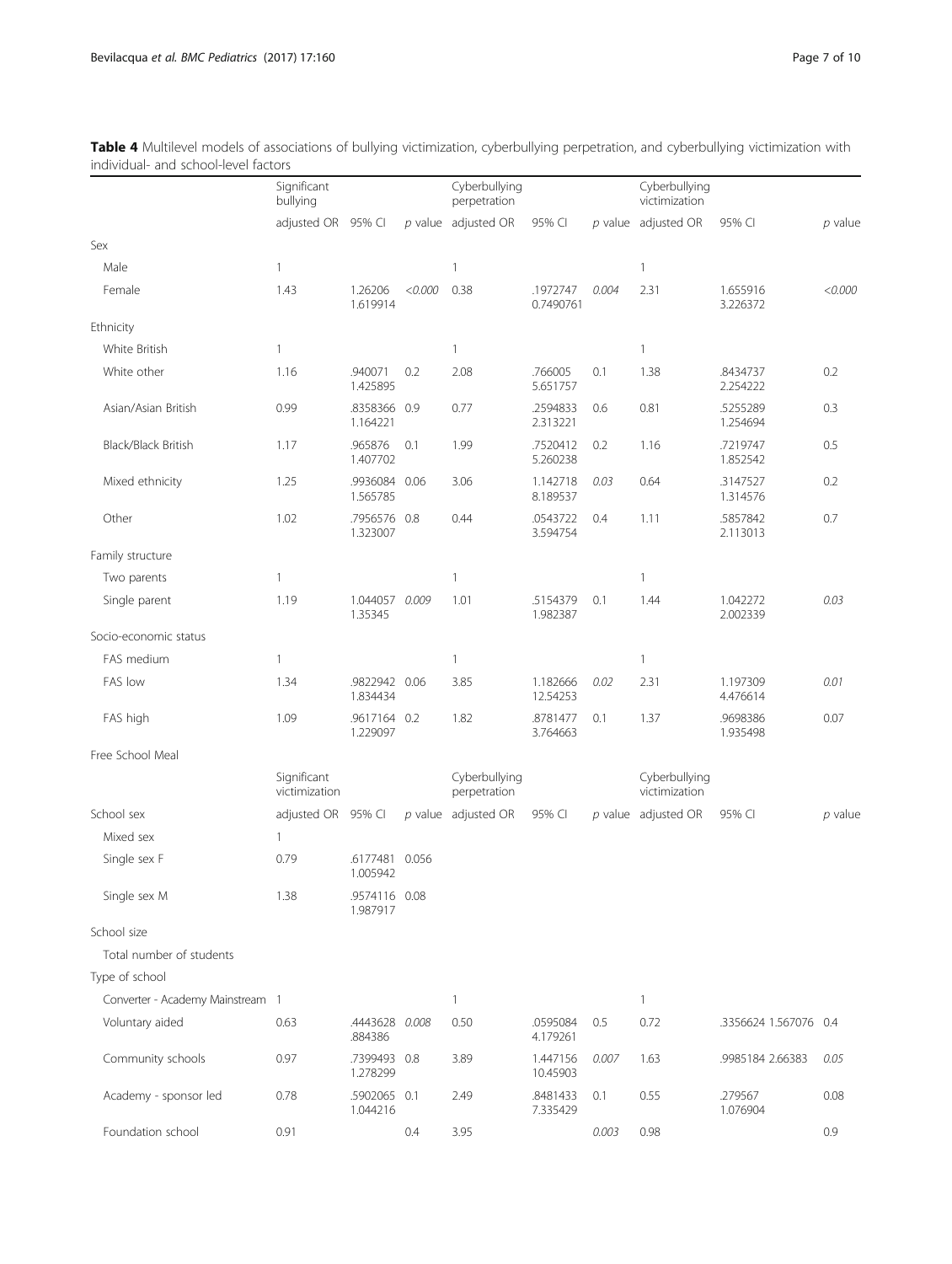**Table 4** Multilevel models of associations of bullying victimization, cyberbullying perpetration, and cyberbullying victimization with individual- and school-level factors

| | Significant bullying | | | Cyberbullying perpetration | | | Cyberbullying victimization | | |
|---|---|---|---|---|---|---|---|---|---|
| | adjusted OR | 95% CI | *p* value | adjusted OR | 95% CI | *p* value | adjusted OR | 95% CI | *p* value |
| Sex | | | | | | | | | |
| Male | 1 | | | 1 | | | 1 | | |
| Female | 1.43 | 1.26206 1.619914 | *<0.000* | 0.38 | .1972747 0.7490761 | *0.004* | 2.31 | 1.655916 3.226372 | *<0.000* |
| Ethnicity | | | | | | | | | |
| White British | 1 | | | 1 | | | 1 | | |
| White other | 1.16 | .940071 1.425895 | 0.2 | 2.08 | .766005 5.651757 | 0.1 | 1.38 | .8434737 2.254222 | 0.2 |
| Asian/Asian British | 0.99 | .8358366 1.164221 | 0.9 | 0.77 | .2594833 2.313221 | 0.6 | 0.81 | .5255289 1.254694 | 0.3 |
| Black/Black British | 1.17 | .965876 1.407702 | 0.1 | 1.99 | .7520412 5.260238 | 0.2 | 1.16 | .7219747 1.852542 | 0.5 |
| Mixed ethnicity | 1.25 | .9936084 1.565785 | 0.06 | 3.06 | 1.142718 8.189537 | *0.03* | 0.64 | .3147527 1.314576 | 0.2 |
| Other | 1.02 | .7956576 1.323007 | 0.8 | 0.44 | .0543722 3.594754 | 0.4 | 1.11 | .5857842 2.113013 | 0.7 |
| Family structure | | | | | | | | | |
| Two parents | 1 | | | 1 | | | 1 | | |
| Single parent | 1.19 | 1.044057 1.35345 | *0.009* | 1.01 | .5154379 1.982387 | 0.1 | 1.44 | 1.042272 2.002339 | *0.03* |
| Socio-economic status | | | | | | | | | |
| FAS medium | 1 | | | 1 | | | 1 | | |
| FAS low | 1.34 | .9822942 1.834434 | 0.06 | 3.85 | 1.182666 12.54253 | *0.02* | 2.31 | 1.197309 4.476614 | *0.01* |
| FAS high | 1.09 | .9617164 1.229097 | 0.2 | 1.82 | .8781477 3.764663 | 0.1 | 1.37 | .9698386 1.935498 | 0.07 |
| Free School Meal | | | | | | | | | |
| | Significant victimization | | | Cyberbullying perpetration | | | Cyberbullying victimization | | |
| School sex | adjusted OR | 95% CI | *p* value | adjusted OR | 95% CI | *p* value | adjusted OR | 95% CI | *p* value |
| Mixed sex | 1 | | | | | | | | |
| Single sex F | 0.79 | .6177481 1.005942 | 0.056 | | | | | | |
| Single sex M | 1.38 | .9574116 1.987917 | 0.08 | | | | | | |
| School size | | | | | | | | | |
| Total number of students | | | | | | | | | |
| Type of school | | | | | | | | | |
| Converter - Academy Mainstream | 1 | | | 1 | | | 1 | | |
| Voluntary aided | 0.63 | .4443628 .884386 | *0.008* | 0.50 | .0595084 4.179261 | 0.5 | 0.72 | .3356624 1.567076 | 0.4 |
| Community schools | 0.97 | .7399493 1.278299 | 0.8 | 3.89 | 1.447156 10.45903 | *0.007* | 1.63 | .9985184 2.66383 | *0.05* |
| Academy - sponsor led | 0.78 | .5902065 1.044216 | 0.1 | 2.49 | .8481433 7.335429 | 0.1 | 0.55 | .279567 1.076904 | 0.08 |
| Foundation school | 0.91 | | 0.4 | 3.95 | | *0.003* | 0.98 | | 0.9 |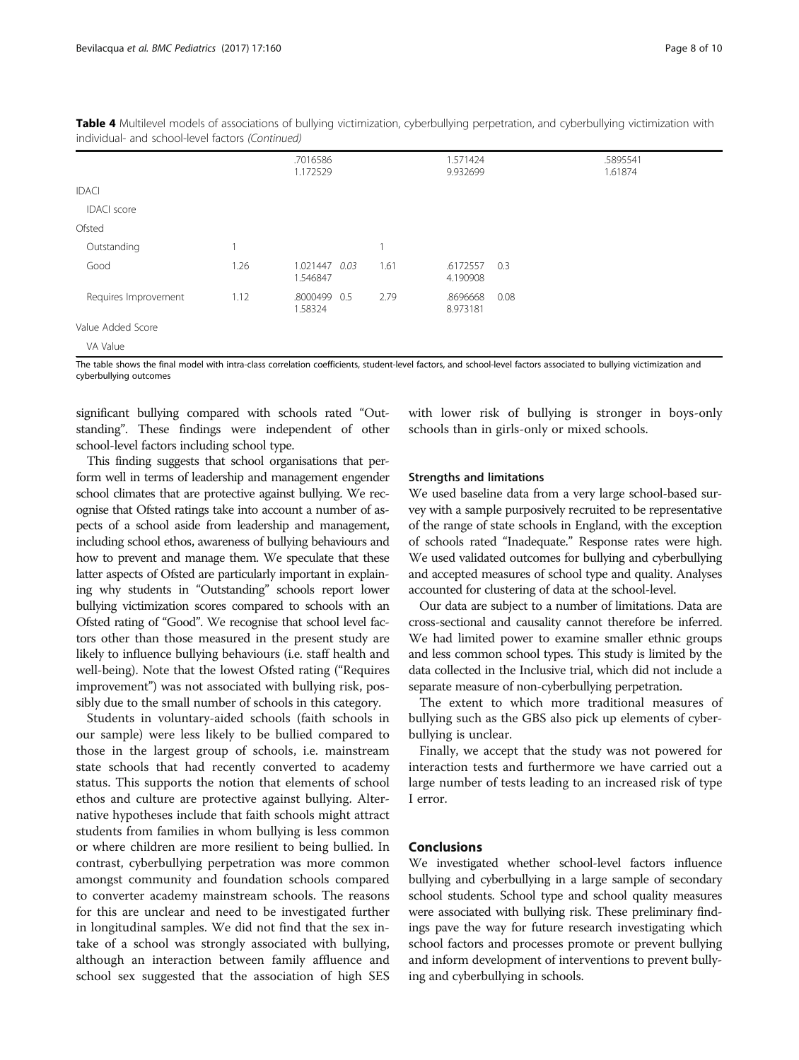**Table 4** Multilevel models of associations of bullying victimization, cyberbullying perpetration, and cyberbullying victimization with individual- and school-level factors *(Continued)*

| | | | | | | | | | |
|---|---|---|---|---|---|---|---|---|---|
| | | .7016586 1.172529 | | | 1.571424 9.932699 | | | .5895541 1.61874 | |
| IDACI | | | | | | | | | |
| IDACI score | | | | | | | | | |
| Ofsted | | | | | | | | | |
| Outstanding | 1 | | | 1 | | | | | |
| Good | 1.26 | 1.021447 1.546847 | *0.03* | 1.61 | .6172557 4.190908 | 0.3 | | | |
| Requires Improvement | 1.12 | .8000499 1.58324 | 0.5 | 2.79 | .8696668 8.973181 | 0.08 | | | |
| Value Added Score | | | | | | | | | |
| VA Value | | | | | | | | | |

The table shows the final model with intra-class correlation coefficients, student-level factors, and school-level factors associated to bullying victimization and cyberbullying outcomes

significant bullying compared with schools rated "Outstanding". These findings were independent of other school-level factors including school type.

This finding suggests that school organisations that perform well in terms of leadership and management engender school climates that are protective against bullying. We recognise that Ofsted ratings take into account a number of aspects of a school aside from leadership and management, including school ethos, awareness of bullying behaviours and how to prevent and manage them. We speculate that these latter aspects of Ofsted are particularly important in explaining why students in "Outstanding" schools report lower bullying victimization scores compared to schools with an Ofsted rating of "Good". We recognise that school level factors other than those measured in the present study are likely to influence bullying behaviours (i.e. staff health and well-being). Note that the lowest Ofsted rating ("Requires improvement") was not associated with bullying risk, possibly due to the small number of schools in this category.

Students in voluntary-aided schools (faith schools in our sample) were less likely to be bullied compared to those in the largest group of schools, i.e. mainstream state schools that had recently converted to academy status. This supports the notion that elements of school ethos and culture are protective against bullying. Alternative hypotheses include that faith schools might attract students from families in whom bullying is less common or where children are more resilient to being bullied. In contrast, cyberbullying perpetration was more common amongst community and foundation schools compared to converter academy mainstream schools. The reasons for this are unclear and need to be investigated further in longitudinal samples. We did not find that the sex intake of a school was strongly associated with bullying, although an interaction between family affluence and school sex suggested that the association of high SES with lower risk of bullying is stronger in boys-only schools than in girls-only or mixed schools.

### Strengths and limitations

We used baseline data from a very large school-based survey with a sample purposively recruited to be representative of the range of state schools in England, with the exception of schools rated "Inadequate." Response rates were high. We used validated outcomes for bullying and cyberbullying and accepted measures of school type and quality. Analyses accounted for clustering of data at the school-level.

Our data are subject to a number of limitations. Data are cross-sectional and causality cannot therefore be inferred. We had limited power to examine smaller ethnic groups and less common school types. This study is limited by the data collected in the Inclusive trial, which did not include a separate measure of non-cyberbullying perpetration.

The extent to which more traditional measures of bullying such as the GBS also pick up elements of cyberbullying is unclear.

Finally, we accept that the study was not powered for interaction tests and furthermore we have carried out a large number of tests leading to an increased risk of type I error.

## Conclusions

We investigated whether school-level factors influence bullying and cyberbullying in a large sample of secondary school students. School type and school quality measures were associated with bullying risk. These preliminary findings pave the way for future research investigating which school factors and processes promote or prevent bullying and inform development of interventions to prevent bullying and cyberbullying in schools.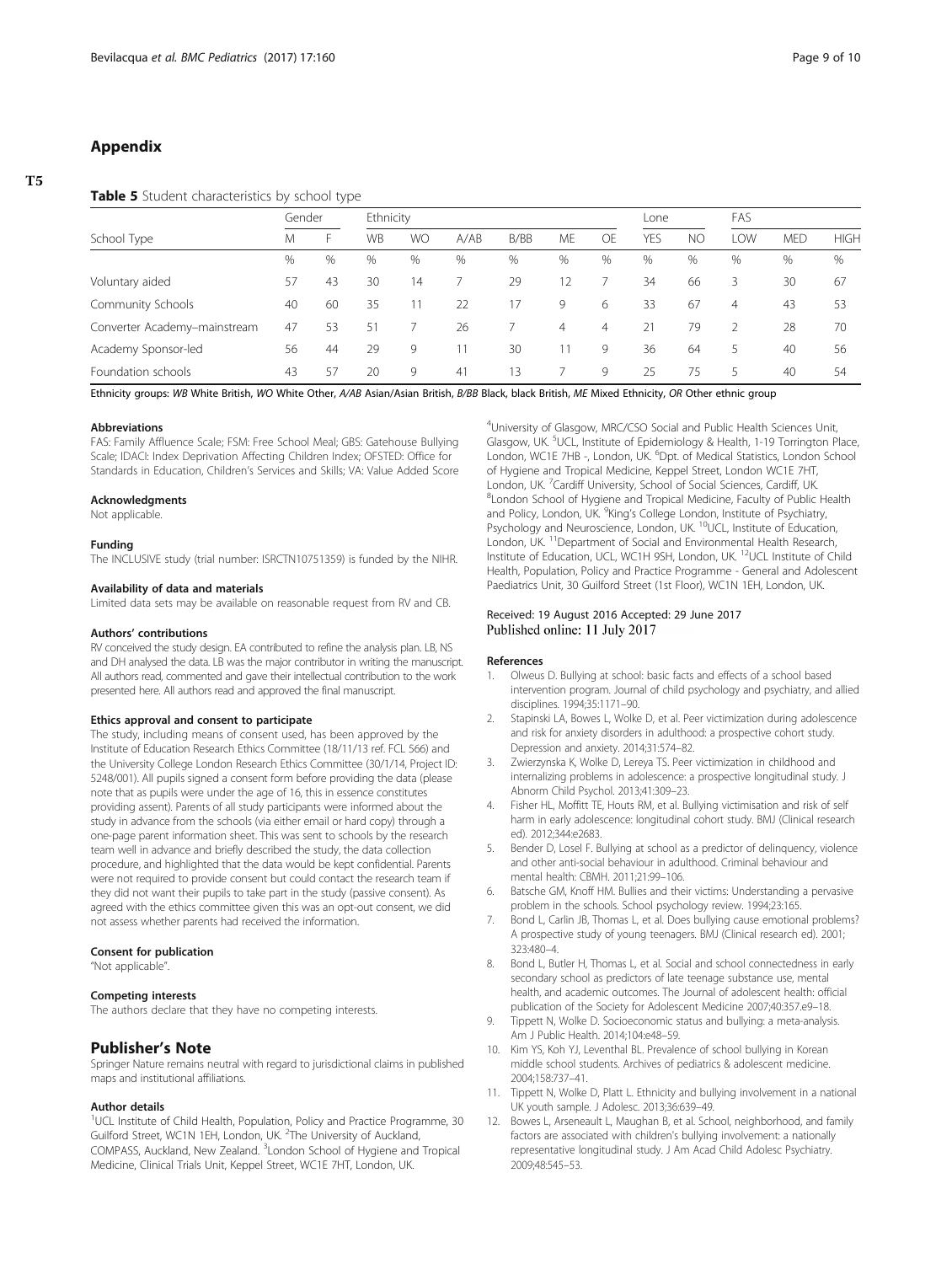## Appendix

**Table 5** Student characteristics by school type

| School Type | Gender | | Ethnicity | | | | | | Lone | | FAS | | |
|---|---|---|---|---|---|---|---|---|---|---|---|---|---|
| | M | F | WB | WO | A/AB | B/BB | ME | OE | YES | NO | LOW | MED | HIGH |
| | % | % | % | % | % | % | % | % | % | % | % | % | % |
| Voluntary aided | 57 | 43 | 30 | 14 | 7 | 29 | 12 | 7 | 34 | 66 | 3 | 30 | 67 |
| Community Schools | 40 | 60 | 35 | 11 | 22 | 17 | 9 | 6 | 33 | 67 | 4 | 43 | 53 |
| Converter Academy–mainstream | 47 | 53 | 51 | 7 | 26 | 7 | 4 | 4 | 21 | 79 | 2 | 28 | 70 |
| Academy Sponsor-led | 56 | 44 | 29 | 9 | 11 | 30 | 11 | 9 | 36 | 64 | 5 | 40 | 56 |
| Foundation schools | 43 | 57 | 20 | 9 | 41 | 13 | 7 | 9 | 25 | 75 | 5 | 40 | 54 |

Ethnicity groups: *WB* White British, *WO* White Other, *A/AB* Asian/Asian British, *B/BB* Black, black British, *ME* Mixed Ethnicity, *OR* Other ethnic group

#### Abbreviations

FAS: Family Affluence Scale; FSM: Free School Meal; GBS: Gatehouse Bullying Scale; IDACI: Index Deprivation Affecting Children Index; OFSTED: Office for Standards in Education, Children's Services and Skills; VA: Value Added Score

#### Acknowledgments

Not applicable.

#### Funding

The INCLUSIVE study (trial number: ISRCTN10751359) is funded by the NIHR.

#### Availability of data and materials

Limited data sets may be available on reasonable request from RV and CB.

#### Authors' contributions

RV conceived the study design. EA contributed to refine the analysis plan. LB, NS and DH analysed the data. LB was the major contributor in writing the manuscript. All authors read, commented and gave their intellectual contribution to the work presented here. All authors read and approved the final manuscript.

#### Ethics approval and consent to participate

The study, including means of consent used, has been approved by the Institute of Education Research Ethics Committee (18/11/13 ref. FCL 566) and the University College London Research Ethics Committee (30/1/14, Project ID: 5248/001). All pupils signed a consent form before providing the data (please note that as pupils were under the age of 16, this in essence constitutes providing assent). Parents of all study participants were informed about the study in advance from the schools (via either email or hard copy) through a one-page parent information sheet. This was sent to schools by the research team well in advance and briefly described the study, the data collection procedure, and highlighted that the data would be kept confidential. Parents were not required to provide consent but could contact the research team if they did not want their pupils to take part in the study (passive consent). As agreed with the ethics committee given this was an opt-out consent, we did not assess whether parents had received the information.

#### Consent for publication

"Not applicable".

#### Competing interests

The authors declare that they have no competing interests.

## Publisher's Note

Springer Nature remains neutral with regard to jurisdictional claims in published maps and institutional affiliations.

#### Author details

[1]UCL Institute of Child Health, Population, Policy and Practice Programme, 30 Guilford Street, WC1N 1EH, London, UK. [2]The University of Auckland, COMPASS, Auckland, New Zealand. [3]London School of Hygiene and Tropical Medicine, Clinical Trials Unit, Keppel Street, WC1E 7HT, London, UK. [4]University of Glasgow, MRC/CSO Social and Public Health Sciences Unit, Glasgow, UK. [5]UCL, Institute of Epidemiology & Health, 1-19 Torrington Place, London, WC1E 7HB -, London, UK. [6]Dpt. of Medical Statistics, London School of Hygiene and Tropical Medicine, Keppel Street, London WC1E 7HT, London, UK. [7]Cardiff University, School of Social Sciences, Cardiff, UK. [8]London School of Hygiene and Tropical Medicine, Faculty of Public Health and Policy, London, UK. [9]King's College London, Institute of Psychiatry, Psychology and Neuroscience, London, UK. [10]UCL, Institute of Education, London, UK. [11]Department of Social and Environmental Health Research, Institute of Education, UCL, WC1H 9SH, London, UK. [12]UCL Institute of Child Health, Population, Policy and Practice Programme - General and Adolescent Paediatrics Unit, 30 Guilford Street (1st Floor), WC1N 1EH, London, UK.

Received: 19 August 2016 Accepted: 29 June 2017
Published online: 11 July 2017

#### References

1. Olweus D. Bullying at school: basic facts and effects of a school based intervention program. Journal of child psychology and psychiatry, and allied disciplines. 1994;35:1171–90.
2. Stapinski LA, Bowes L, Wolke D, et al. Peer victimization during adolescence and risk for anxiety disorders in adulthood: a prospective cohort study. Depression and anxiety. 2014;31:574–82.
3. Zwierzynska K, Wolke D, Lereya TS. Peer victimization in childhood and internalizing problems in adolescence: a prospective longitudinal study. J Abnorm Child Psychol. 2013;41:309–23.
4. Fisher HL, Moffitt TE, Houts RM, et al. Bullying victimisation and risk of self harm in early adolescence: longitudinal cohort study. BMJ (Clinical research ed). 2012;344:e2683.
5. Bender D, Losel F. Bullying at school as a predictor of delinquency, violence and other anti-social behaviour in adulthood. Criminal behaviour and mental health: CBMH. 2011;21:99–106.
6. Batsche GM, Knoff HM. Bullies and their victims: Understanding a pervasive problem in the schools. School psychology review. 1994;23:165.
7. Bond L, Carlin JB, Thomas L, et al. Does bullying cause emotional problems? A prospective study of young teenagers. BMJ (Clinical research ed). 2001; 323:480–4.
8. Bond L, Butler H, Thomas L, et al. Social and school connectedness in early secondary school as predictors of late teenage substance use, mental health, and academic outcomes. The Journal of adolescent health: official publication of the Society for Adolescent Medicine 2007;40:357.e9–18.
9. Tippett N, Wolke D. Socioeconomic status and bullying: a meta-analysis. Am J Public Health. 2014;104:e48–59.
10. Kim YS, Koh YJ, Leventhal BL. Prevalence of school bullying in Korean middle school students. Archives of pediatrics & adolescent medicine. 2004;158:737–41.
11. Tippett N, Wolke D, Platt L. Ethnicity and bullying involvement in a national UK youth sample. J Adolesc. 2013;36:639–49.
12. Bowes L, Arseneault L, Maughan B, et al. School, neighborhood, and family factors are associated with children's bullying involvement: a nationally representative longitudinal study. J Am Acad Child Adolesc Psychiatry. 2009;48:545–53.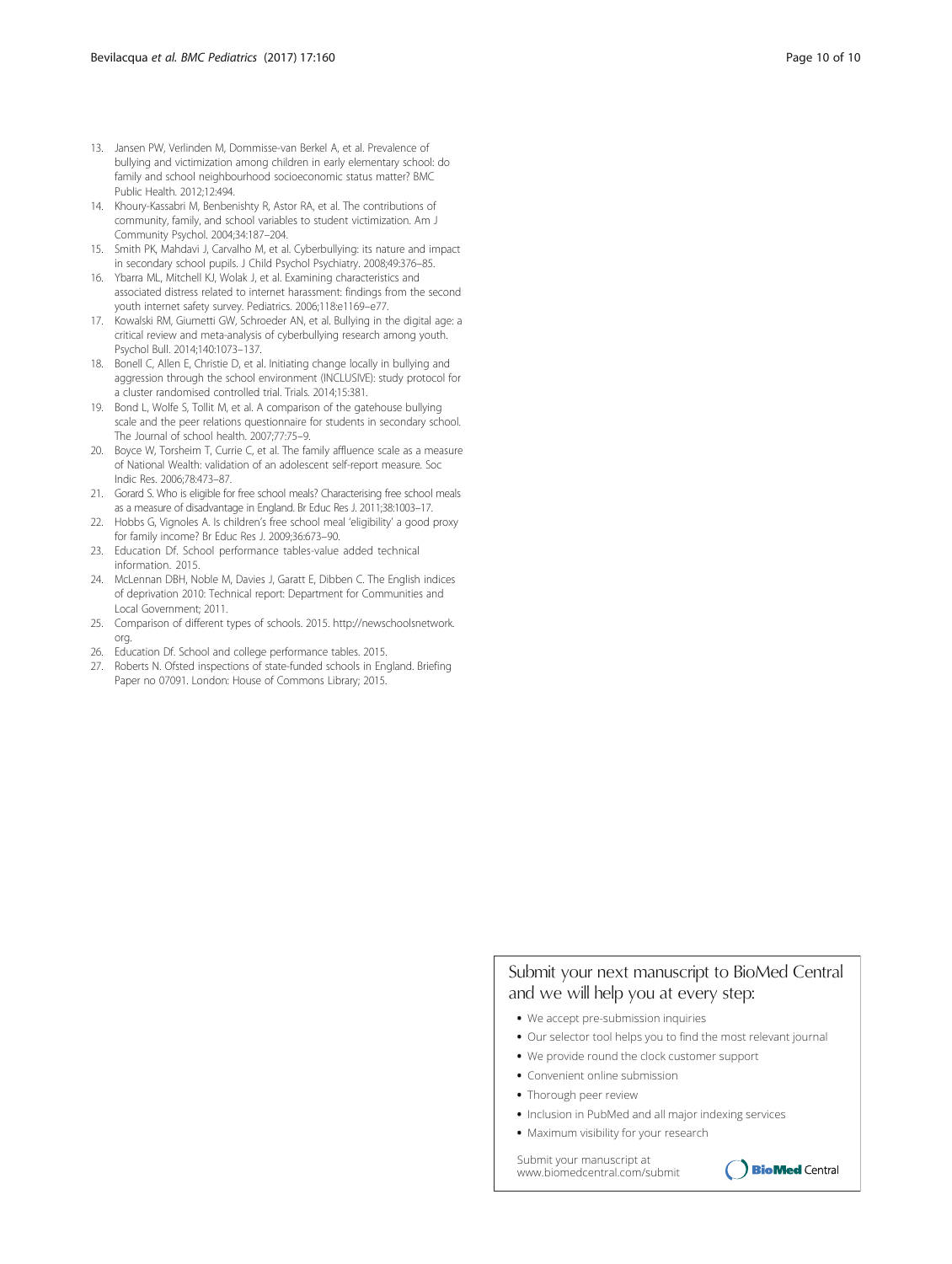13. Jansen PW, Verlinden M, Dommisse-van Berkel A, et al. Prevalence of bullying and victimization among children in early elementary school: do family and school neighbourhood socioeconomic status matter? BMC Public Health. 2012;12:494.
14. Khoury-Kassabri M, Benbenishty R, Astor RA, et al. The contributions of community, family, and school variables to student victimization. Am J Community Psychol. 2004;34:187–204.
15. Smith PK, Mahdavi J, Carvalho M, et al. Cyberbullying: its nature and impact in secondary school pupils. J Child Psychol Psychiatry. 2008;49:376–85.
16. Ybarra ML, Mitchell KJ, Wolak J, et al. Examining characteristics and associated distress related to internet harassment: findings from the second youth internet safety survey. Pediatrics. 2006;118:e1169–e77.
17. Kowalski RM, Giumetti GW, Schroeder AN, et al. Bullying in the digital age: a critical review and meta-analysis of cyberbullying research among youth. Psychol Bull. 2014;140:1073–137.
18. Bonell C, Allen E, Christie D, et al. Initiating change locally in bullying and aggression through the school environment (INCLUSIVE): study protocol for a cluster randomised controlled trial. Trials. 2014;15:381.
19. Bond L, Wolfe S, Tollit M, et al. A comparison of the gatehouse bullying scale and the peer relations questionnaire for students in secondary school. The Journal of school health. 2007;77:75–9.
20. Boyce W, Torsheim T, Currie C, et al. The family affluence scale as a measure of National Wealth: validation of an adolescent self-report measure. Soc Indic Res. 2006;78:473–87.
21. Gorard S. Who is eligible for free school meals? Characterising free school meals as a measure of disadvantage in England. Br Educ Res J. 2011;38:1003–17.
22. Hobbs G, Vignoles A. Is children's free school meal 'eligibility' a good proxy for family income? Br Educ Res J. 2009;36:673–90.
23. Education Df. School performance tables-value added technical information. 2015.
24. McLennan DBH, Noble M, Davies J, Garatt E, Dibben C. The English indices of deprivation 2010: Technical report: Department for Communities and Local Government; 2011.
25. Comparison of different types of schools. 2015. http://newschoolsnetwork.org.
26. Education Df. School and college performance tables. 2015.
27. Roberts N. Ofsted inspections of state-funded schools in England. Briefing Paper no 07091. London: House of Commons Library; 2015.

Submit your next manuscript to BioMed Central and we will help you at every step:

- We accept pre-submission inquiries
- Our selector tool helps you to find the most relevant journal
- We provide round the clock customer support
- Convenient online submission
- Thorough peer review
- Inclusion in PubMed and all major indexing services
- Maximum visibility for your research

Submit your manuscript at www.biomedcentral.com/submit

BioMed Central